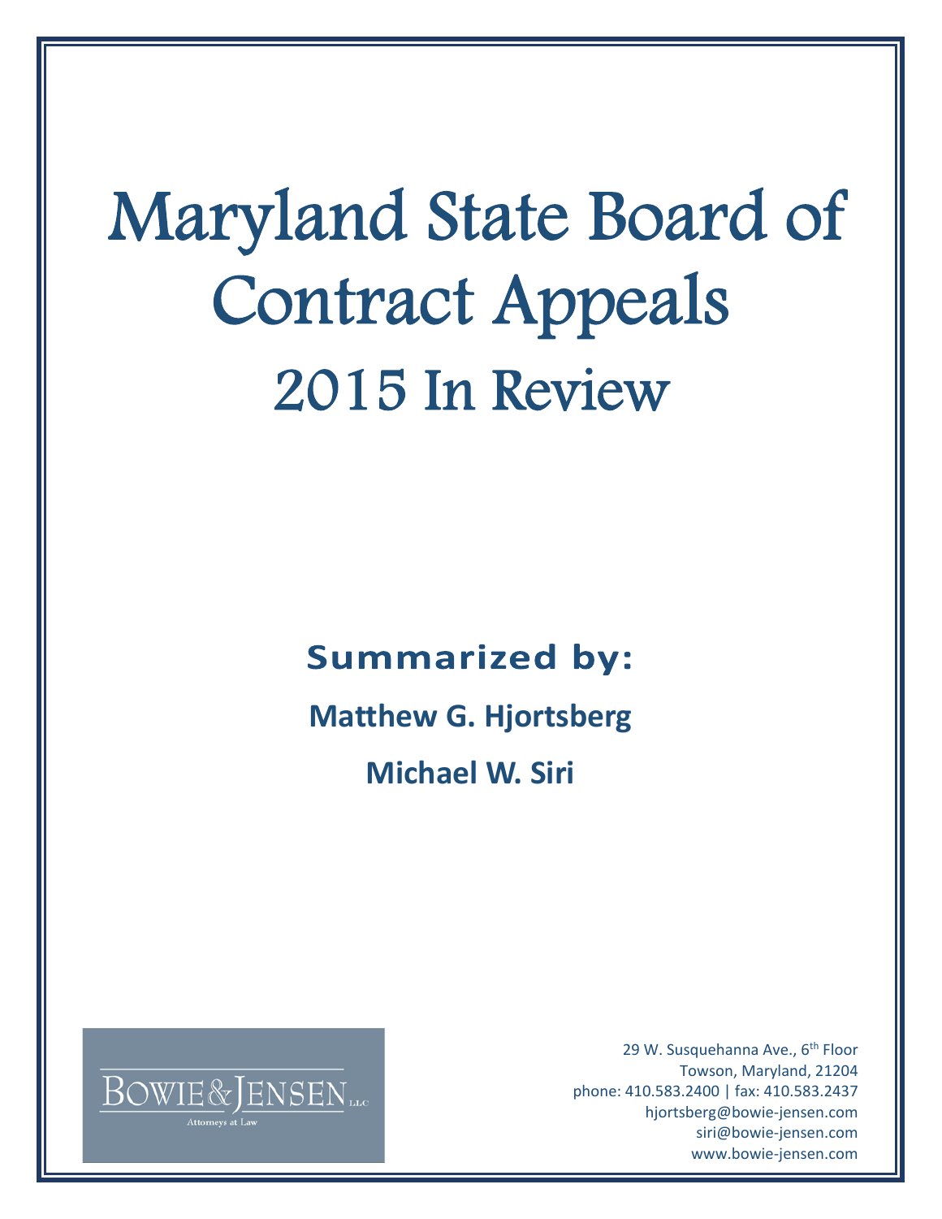# Maryland State Board of Contract Appeals

## 2015 In Review

**Summarized by:**

**Matthew G. Hjortsberg**

**Michael W. Siri**

BOWIE & JENSEN LLC
Attorneys at Law

29 W. Susquehanna Ave., 6th Floor
Towson, Maryland, 21204
phone: 410.583.2400 | fax: 410.583.2437
hjortsberg@bowie-jensen.com
siri@bowie-jensen.com
www.bowie-jensen.com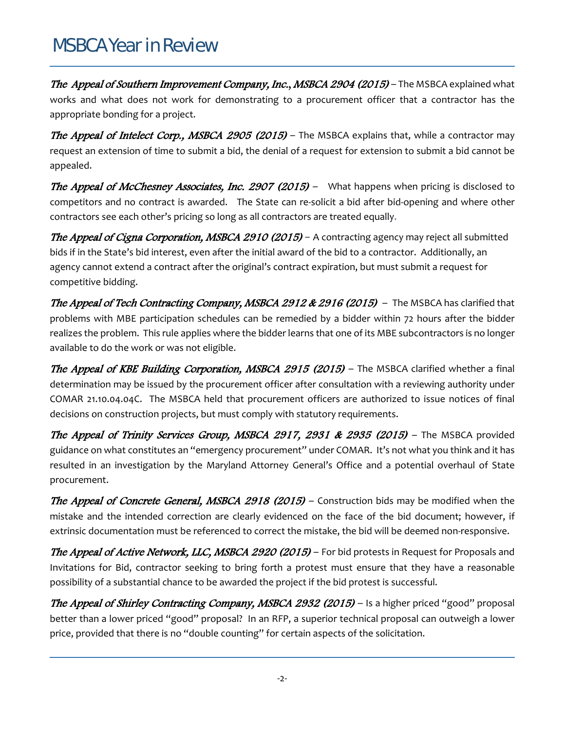# MSBCA Year in Review

*The Appeal of Southern Improvement Company, Inc., MSBCA 2904 (2015)* – The MSBCA explained what works and what does not work for demonstrating to a procurement officer that a contractor has the appropriate bonding for a project.

*The Appeal of Intelect Corp., MSBCA 2905 (2015)* – The MSBCA explains that, while a contractor may request an extension of time to submit a bid, the denial of a request for extension to submit a bid cannot be appealed.

*The Appeal of McChesney Associates, Inc. 2907 (2015)* – What happens when pricing is disclosed to competitors and no contract is awarded. The State can re-solicit a bid after bid-opening and where other contractors see each other's pricing so long as all contractors are treated equally.

*The Appeal of Cigna Corporation, MSBCA 2910 (2015)* – A contracting agency may reject all submitted bids if in the State's bid interest, even after the initial award of the bid to a contractor. Additionally, an agency cannot extend a contract after the original's contract expiration, but must submit a request for competitive bidding.

*The Appeal of Tech Contracting Company, MSBCA 2912 & 2916 (2015)* – The MSBCA has clarified that problems with MBE participation schedules can be remedied by a bidder within 72 hours after the bidder realizes the problem. This rule applies where the bidder learns that one of its MBE subcontractors is no longer available to do the work or was not eligible.

*The Appeal of KBE Building Corporation, MSBCA 2915 (2015)* – The MSBCA clarified whether a final determination may be issued by the procurement officer after consultation with a reviewing authority under COMAR 21.10.04.04C. The MSBCA held that procurement officers are authorized to issue notices of final decisions on construction projects, but must comply with statutory requirements.

*The Appeal of Trinity Services Group, MSBCA 2917, 2931 & 2935 (2015)* – The MSBCA provided guidance on what constitutes an "emergency procurement" under COMAR. It's not what you think and it has resulted in an investigation by the Maryland Attorney General's Office and a potential overhaul of State procurement.

*The Appeal of Concrete General, MSBCA 2918 (2015)* – Construction bids may be modified when the mistake and the intended correction are clearly evidenced on the face of the bid document; however, if extrinsic documentation must be referenced to correct the mistake, the bid will be deemed non-responsive.

*The Appeal of Active Network, LLC, MSBCA 2920 (2015)* – For bid protests in Request for Proposals and Invitations for Bid, contractor seeking to bring forth a protest must ensure that they have a reasonable possibility of a substantial chance to be awarded the project if the bid protest is successful.

*The Appeal of Shirley Contracting Company, MSBCA 2932 (2015)* – Is a higher priced "good" proposal better than a lower priced "good" proposal? In an RFP, a superior technical proposal can outweigh a lower price, provided that there is no "double counting" for certain aspects of the solicitation.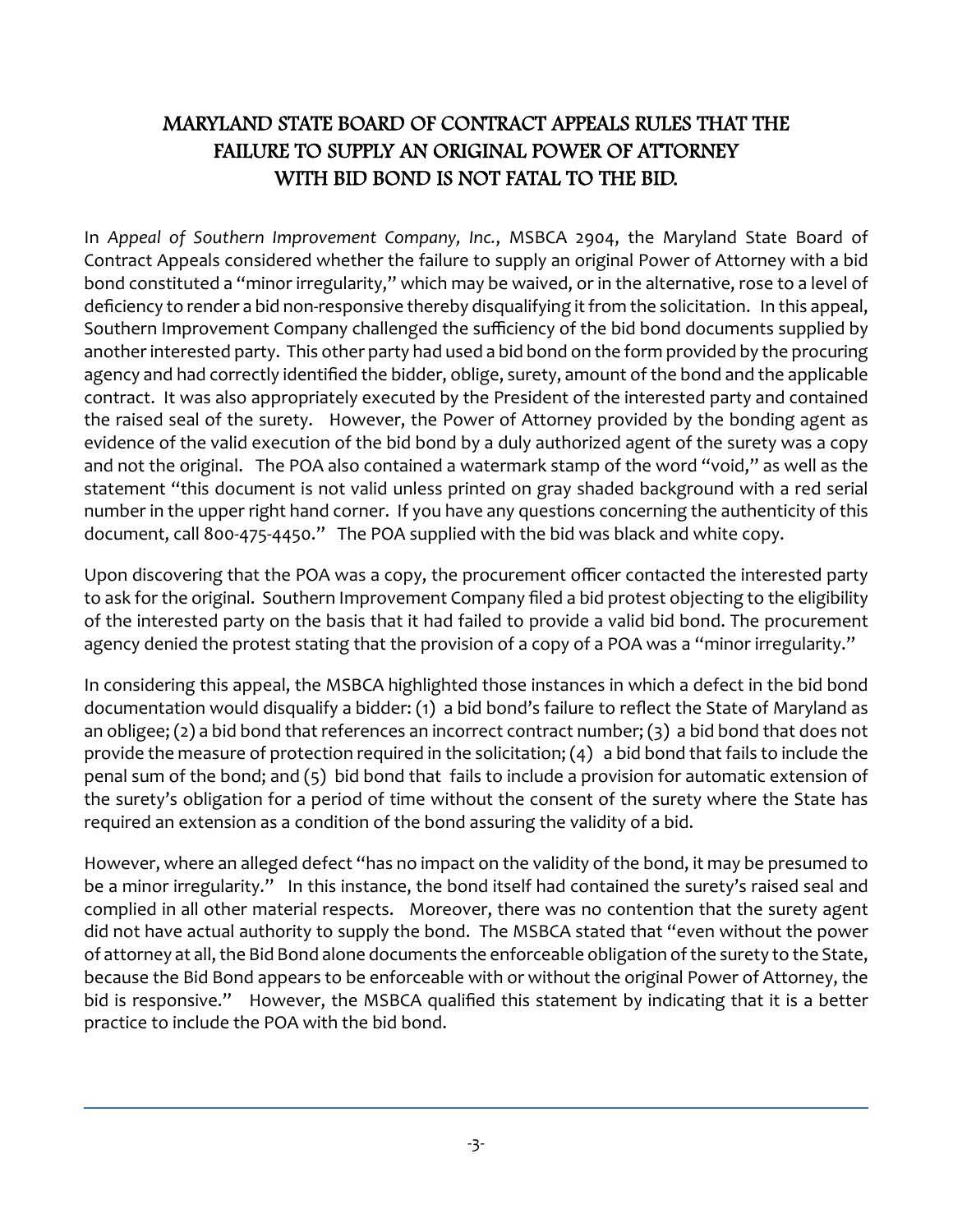# MARYLAND STATE BOARD OF CONTRACT APPEALS RULES THAT THE FAILURE TO SUPPLY AN ORIGINAL POWER OF ATTORNEY WITH BID BOND IS NOT FATAL TO THE BID.

In *Appeal of Southern Improvement Company, Inc.*, MSBCA 2904, the Maryland State Board of Contract Appeals considered whether the failure to supply an original Power of Attorney with a bid bond constituted a "minor irregularity," which may be waived, or in the alternative, rose to a level of deficiency to render a bid non-responsive thereby disqualifying it from the solicitation. In this appeal, Southern Improvement Company challenged the sufficiency of the bid bond documents supplied by another interested party. This other party had used a bid bond on the form provided by the procuring agency and had correctly identified the bidder, oblige, surety, amount of the bond and the applicable contract. It was also appropriately executed by the President of the interested party and contained the raised seal of the surety. However, the Power of Attorney provided by the bonding agent as evidence of the valid execution of the bid bond by a duly authorized agent of the surety was a copy and not the original. The POA also contained a watermark stamp of the word "void," as well as the statement "this document is not valid unless printed on gray shaded background with a red serial number in the upper right hand corner. If you have any questions concerning the authenticity of this document, call 800-475-4450." The POA supplied with the bid was black and white copy.

Upon discovering that the POA was a copy, the procurement officer contacted the interested party to ask for the original. Southern Improvement Company filed a bid protest objecting to the eligibility of the interested party on the basis that it had failed to provide a valid bid bond. The procurement agency denied the protest stating that the provision of a copy of a POA was a "minor irregularity."

In considering this appeal, the MSBCA highlighted those instances in which a defect in the bid bond documentation would disqualify a bidder: (1) a bid bond's failure to reflect the State of Maryland as an obligee; (2) a bid bond that references an incorrect contract number; (3) a bid bond that does not provide the measure of protection required in the solicitation; (4) a bid bond that fails to include the penal sum of the bond; and (5) bid bond that fails to include a provision for automatic extension of the surety's obligation for a period of time without the consent of the surety where the State has required an extension as a condition of the bond assuring the validity of a bid.

However, where an alleged defect "has no impact on the validity of the bond, it may be presumed to be a minor irregularity." In this instance, the bond itself had contained the surety's raised seal and complied in all other material respects. Moreover, there was no contention that the surety agent did not have actual authority to supply the bond. The MSBCA stated that "even without the power of attorney at all, the Bid Bond alone documents the enforceable obligation of the surety to the State, because the Bid Bond appears to be enforceable with or without the original Power of Attorney, the bid is responsive." However, the MSBCA qualified this statement by indicating that it is a better practice to include the POA with the bid bond.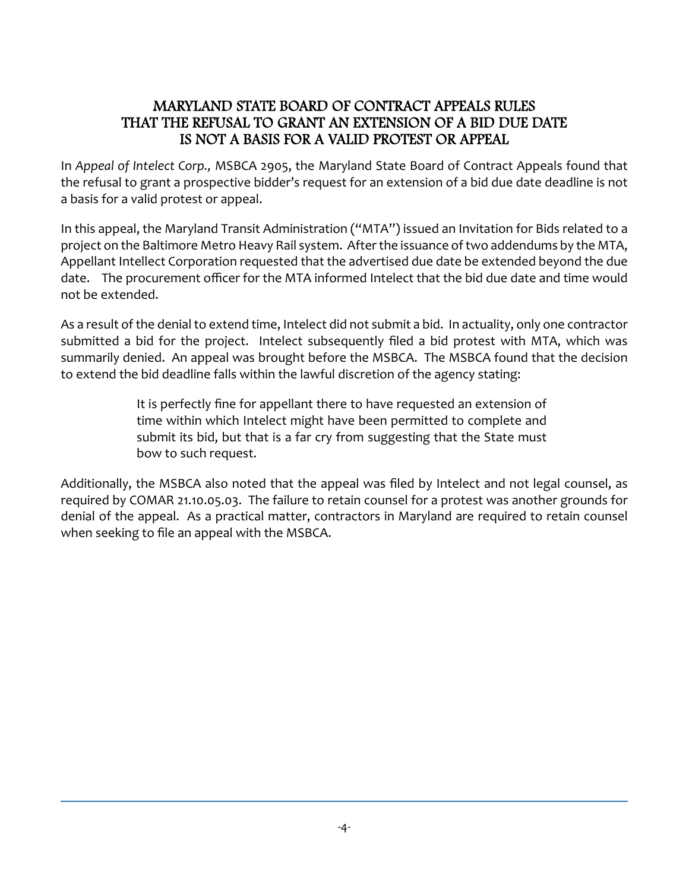## MARYLAND STATE BOARD OF CONTRACT APPEALS RULES THAT THE REFUSAL TO GRANT AN EXTENSION OF A BID DUE DATE IS NOT A BASIS FOR A VALID PROTEST OR APPEAL

In *Appeal of Intelect Corp.,* MSBCA 2905, the Maryland State Board of Contract Appeals found that the refusal to grant a prospective bidder's request for an extension of a bid due date deadline is not a basis for a valid protest or appeal.

In this appeal, the Maryland Transit Administration ("MTA") issued an Invitation for Bids related to a project on the Baltimore Metro Heavy Rail system. After the issuance of two addendums by the MTA, Appellant Intellect Corporation requested that the advertised due date be extended beyond the due date. The procurement officer for the MTA informed Intelect that the bid due date and time would not be extended.

As a result of the denial to extend time, Intelect did not submit a bid. In actuality, only one contractor submitted a bid for the project. Intelect subsequently filed a bid protest with MTA, which was summarily denied. An appeal was brought before the MSBCA. The MSBCA found that the decision to extend the bid deadline falls within the lawful discretion of the agency stating:

> It is perfectly fine for appellant there to have requested an extension of time within which Intelect might have been permitted to complete and submit its bid, but that is a far cry from suggesting that the State must bow to such request.

Additionally, the MSBCA also noted that the appeal was filed by Intelect and not legal counsel, as required by COMAR 21.10.05.03. The failure to retain counsel for a protest was another grounds for denial of the appeal. As a practical matter, contractors in Maryland are required to retain counsel when seeking to file an appeal with the MSBCA.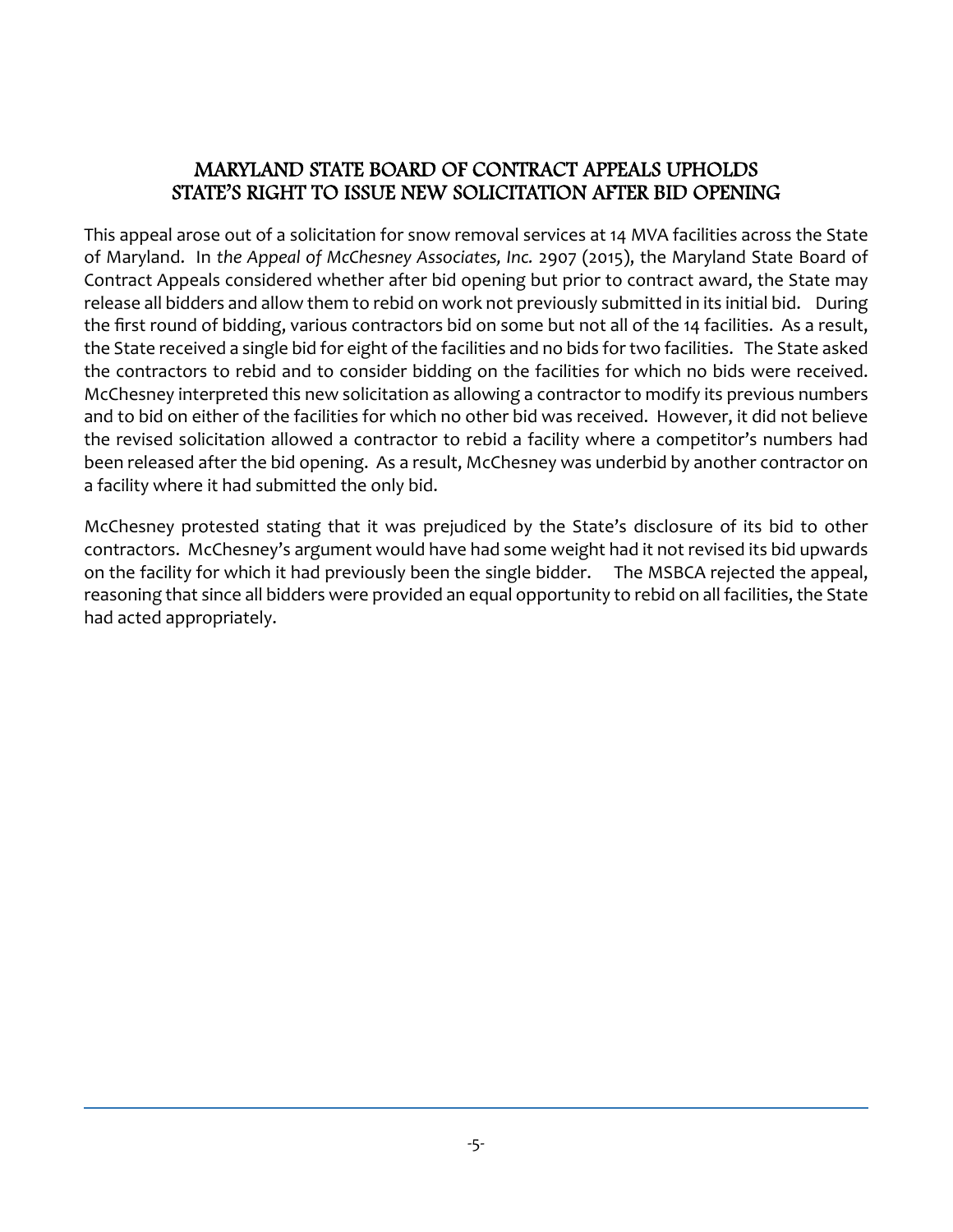## MARYLAND STATE BOARD OF CONTRACT APPEALS UPHOLDS STATE'S RIGHT TO ISSUE NEW SOLICITATION AFTER BID OPENING

This appeal arose out of a solicitation for snow removal services at 14 MVA facilities across the State of Maryland. In *the Appeal of McChesney Associates, Inc.* 2907 (2015), the Maryland State Board of Contract Appeals considered whether after bid opening but prior to contract award, the State may release all bidders and allow them to rebid on work not previously submitted in its initial bid. During the first round of bidding, various contractors bid on some but not all of the 14 facilities. As a result, the State received a single bid for eight of the facilities and no bids for two facilities. The State asked the contractors to rebid and to consider bidding on the facilities for which no bids were received. McChesney interpreted this new solicitation as allowing a contractor to modify its previous numbers and to bid on either of the facilities for which no other bid was received. However, it did not believe the revised solicitation allowed a contractor to rebid a facility where a competitor's numbers had been released after the bid opening. As a result, McChesney was underbid by another contractor on a facility where it had submitted the only bid.

McChesney protested stating that it was prejudiced by the State's disclosure of its bid to other contractors. McChesney's argument would have had some weight had it not revised its bid upwards on the facility for which it had previously been the single bidder. The MSBCA rejected the appeal, reasoning that since all bidders were provided an equal opportunity to rebid on all facilities, the State had acted appropriately.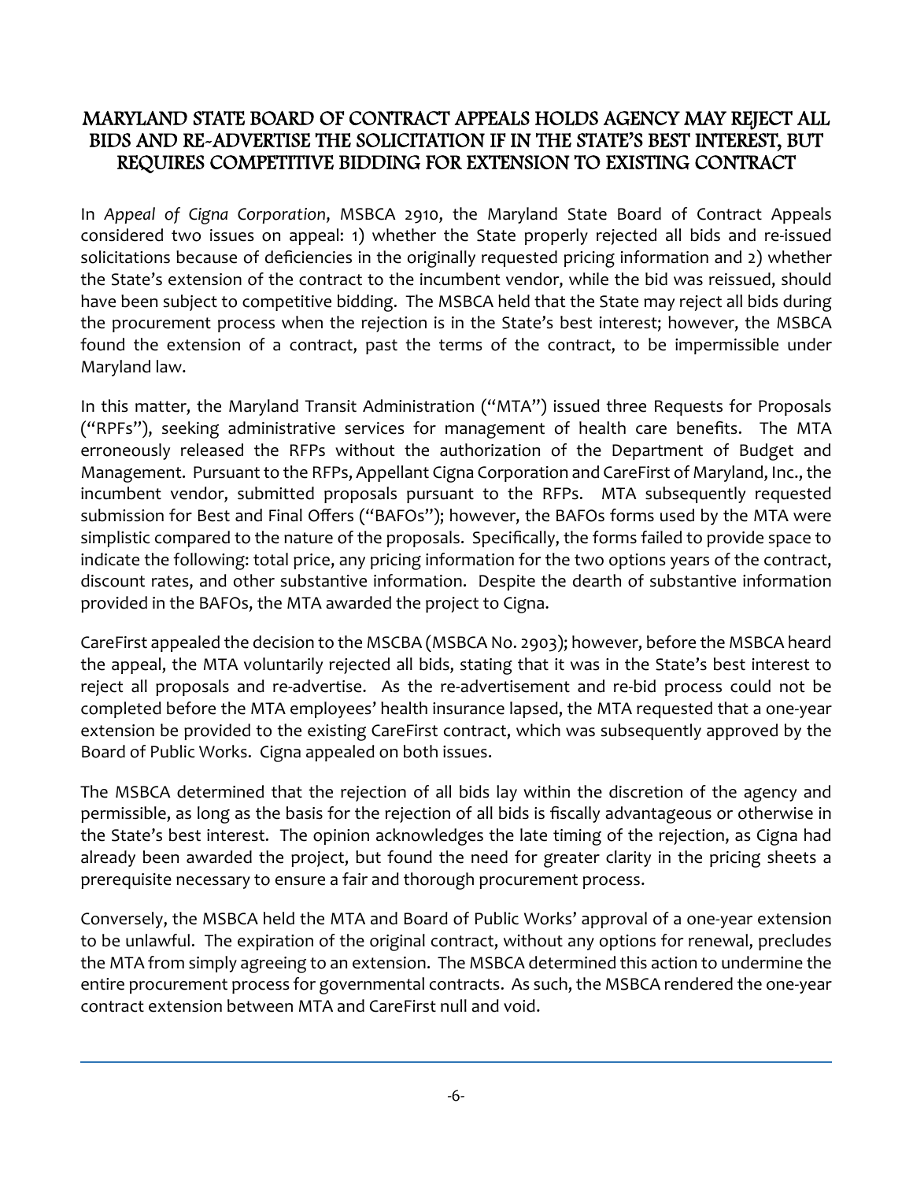## MARYLAND STATE BOARD OF CONTRACT APPEALS HOLDS AGENCY MAY REJECT ALL BIDS AND RE-ADVERTISE THE SOLICITATION IF IN THE STATE'S BEST INTEREST, BUT REQUIRES COMPETITIVE BIDDING FOR EXTENSION TO EXISTING CONTRACT

In *Appeal of Cigna Corporation*, MSBCA 2910, the Maryland State Board of Contract Appeals considered two issues on appeal: 1) whether the State properly rejected all bids and re-issued solicitations because of deficiencies in the originally requested pricing information and 2) whether the State's extension of the contract to the incumbent vendor, while the bid was reissued, should have been subject to competitive bidding. The MSBCA held that the State may reject all bids during the procurement process when the rejection is in the State's best interest; however, the MSBCA found the extension of a contract, past the terms of the contract, to be impermissible under Maryland law.

In this matter, the Maryland Transit Administration ("MTA") issued three Requests for Proposals ("RPFs"), seeking administrative services for management of health care benefits. The MTA erroneously released the RFPs without the authorization of the Department of Budget and Management. Pursuant to the RFPs, Appellant Cigna Corporation and CareFirst of Maryland, Inc., the incumbent vendor, submitted proposals pursuant to the RFPs. MTA subsequently requested submission for Best and Final Offers ("BAFOs"); however, the BAFOs forms used by the MTA were simplistic compared to the nature of the proposals. Specifically, the forms failed to provide space to indicate the following: total price, any pricing information for the two options years of the contract, discount rates, and other substantive information. Despite the dearth of substantive information provided in the BAFOs, the MTA awarded the project to Cigna.

CareFirst appealed the decision to the MSCBA (MSBCA No. 2903); however, before the MSBCA heard the appeal, the MTA voluntarily rejected all bids, stating that it was in the State's best interest to reject all proposals and re-advertise. As the re-advertisement and re-bid process could not be completed before the MTA employees' health insurance lapsed, the MTA requested that a one-year extension be provided to the existing CareFirst contract, which was subsequently approved by the Board of Public Works. Cigna appealed on both issues.

The MSBCA determined that the rejection of all bids lay within the discretion of the agency and permissible, as long as the basis for the rejection of all bids is fiscally advantageous or otherwise in the State's best interest. The opinion acknowledges the late timing of the rejection, as Cigna had already been awarded the project, but found the need for greater clarity in the pricing sheets a prerequisite necessary to ensure a fair and thorough procurement process.

Conversely, the MSBCA held the MTA and Board of Public Works' approval of a one-year extension to be unlawful. The expiration of the original contract, without any options for renewal, precludes the MTA from simply agreeing to an extension. The MSBCA determined this action to undermine the entire procurement process for governmental contracts. As such, the MSBCA rendered the one-year contract extension between MTA and CareFirst null and void.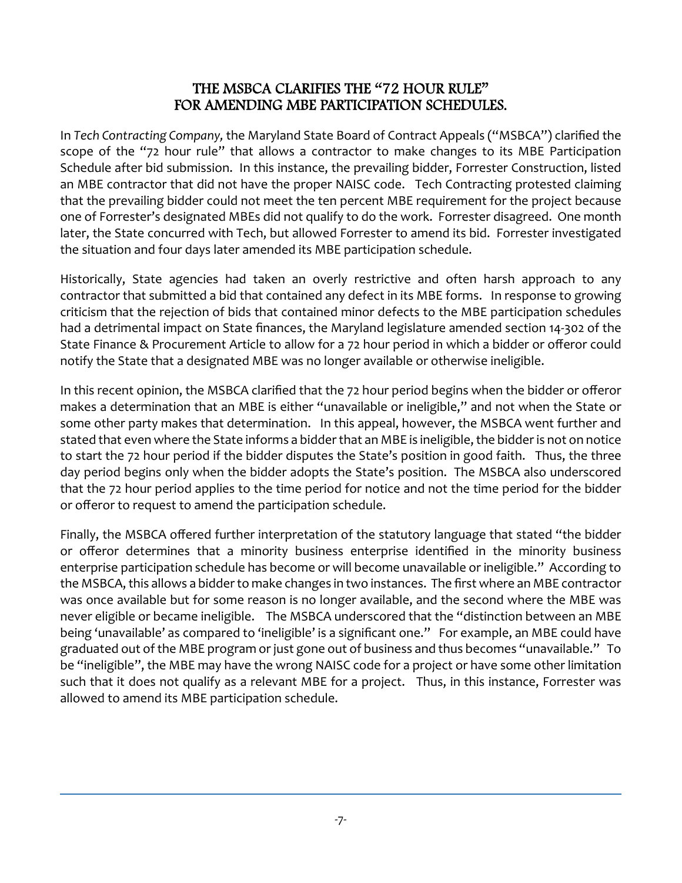## THE MSBCA CLARIFIES THE "72 HOUR RULE" FOR AMENDING MBE PARTICIPATION SCHEDULES.

In *Tech Contracting Company,* the Maryland State Board of Contract Appeals ("MSBCA") clarified the scope of the "72 hour rule" that allows a contractor to make changes to its MBE Participation Schedule after bid submission. In this instance, the prevailing bidder, Forrester Construction, listed an MBE contractor that did not have the proper NAISC code. Tech Contracting protested claiming that the prevailing bidder could not meet the ten percent MBE requirement for the project because one of Forrester's designated MBEs did not qualify to do the work. Forrester disagreed. One month later, the State concurred with Tech, but allowed Forrester to amend its bid. Forrester investigated the situation and four days later amended its MBE participation schedule.

Historically, State agencies had taken an overly restrictive and often harsh approach to any contractor that submitted a bid that contained any defect in its MBE forms. In response to growing criticism that the rejection of bids that contained minor defects to the MBE participation schedules had a detrimental impact on State finances, the Maryland legislature amended section 14-302 of the State Finance & Procurement Article to allow for a 72 hour period in which a bidder or offeror could notify the State that a designated MBE was no longer available or otherwise ineligible.

In this recent opinion, the MSBCA clarified that the 72 hour period begins when the bidder or offeror makes a determination that an MBE is either "unavailable or ineligible," and not when the State or some other party makes that determination. In this appeal, however, the MSBCA went further and stated that even where the State informs a bidder that an MBE is ineligible, the bidder is not on notice to start the 72 hour period if the bidder disputes the State's position in good faith. Thus, the three day period begins only when the bidder adopts the State's position. The MSBCA also underscored that the 72 hour period applies to the time period for notice and not the time period for the bidder or offeror to request to amend the participation schedule.

Finally, the MSBCA offered further interpretation of the statutory language that stated "the bidder or offeror determines that a minority business enterprise identified in the minority business enterprise participation schedule has become or will become unavailable or ineligible." According to the MSBCA, this allows a bidder to make changes in two instances. The first where an MBE contractor was once available but for some reason is no longer available, and the second where the MBE was never eligible or became ineligible. The MSBCA underscored that the "distinction between an MBE being 'unavailable' as compared to 'ineligible' is a significant one." For example, an MBE could have graduated out of the MBE program or just gone out of business and thus becomes "unavailable." To be "ineligible", the MBE may have the wrong NAISC code for a project or have some other limitation such that it does not qualify as a relevant MBE for a project. Thus, in this instance, Forrester was allowed to amend its MBE participation schedule.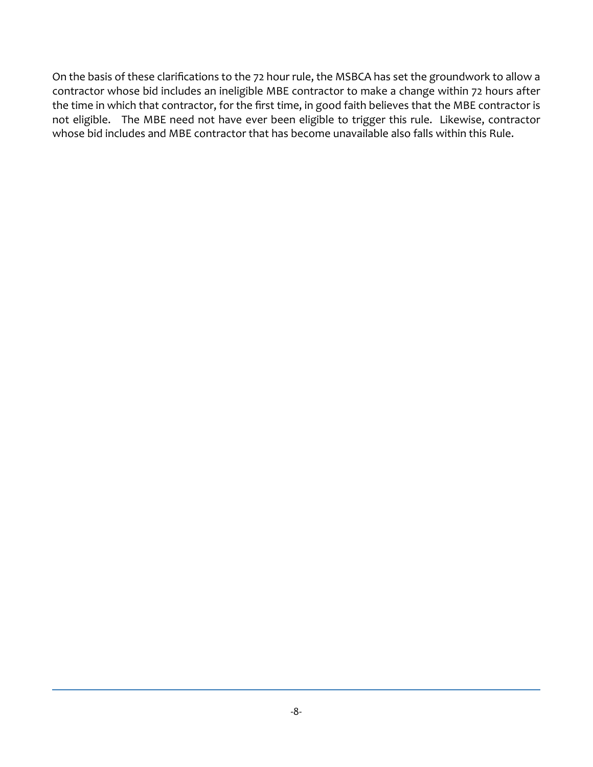On the basis of these clarifications to the 72 hour rule, the MSBCA has set the groundwork to allow a contractor whose bid includes an ineligible MBE contractor to make a change within 72 hours after the time in which that contractor, for the first time, in good faith believes that the MBE contractor is not eligible. The MBE need not have ever been eligible to trigger this rule. Likewise, contractor whose bid includes and MBE contractor that has become unavailable also falls within this Rule.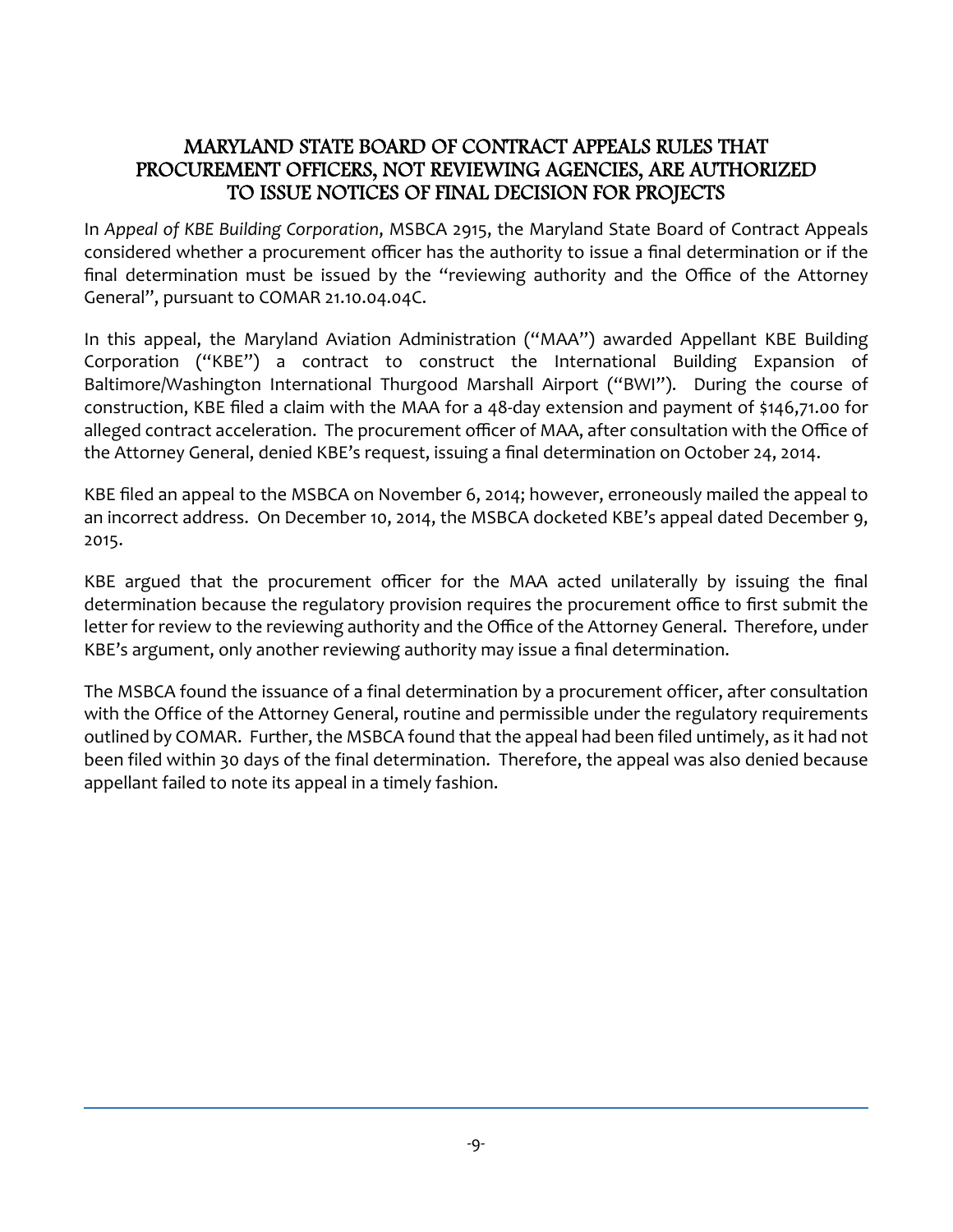## MARYLAND STATE BOARD OF CONTRACT APPEALS RULES THAT PROCUREMENT OFFICERS, NOT REVIEWING AGENCIES, ARE AUTHORIZED TO ISSUE NOTICES OF FINAL DECISION FOR PROJECTS

In *Appeal of KBE Building Corporation*, MSBCA 2915, the Maryland State Board of Contract Appeals considered whether a procurement officer has the authority to issue a final determination or if the final determination must be issued by the "reviewing authority and the Office of the Attorney General", pursuant to COMAR 21.10.04.04C.

In this appeal, the Maryland Aviation Administration ("MAA") awarded Appellant KBE Building Corporation ("KBE") a contract to construct the International Building Expansion of Baltimore/Washington International Thurgood Marshall Airport ("BWI"). During the course of construction, KBE filed a claim with the MAA for a 48-day extension and payment of $146,71.00 for alleged contract acceleration. The procurement officer of MAA, after consultation with the Office of the Attorney General, denied KBE's request, issuing a final determination on October 24, 2014.

KBE filed an appeal to the MSBCA on November 6, 2014; however, erroneously mailed the appeal to an incorrect address. On December 10, 2014, the MSBCA docketed KBE's appeal dated December 9, 2015.

KBE argued that the procurement officer for the MAA acted unilaterally by issuing the final determination because the regulatory provision requires the procurement office to first submit the letter for review to the reviewing authority and the Office of the Attorney General. Therefore, under KBE's argument, only another reviewing authority may issue a final determination.

The MSBCA found the issuance of a final determination by a procurement officer, after consultation with the Office of the Attorney General, routine and permissible under the regulatory requirements outlined by COMAR. Further, the MSBCA found that the appeal had been filed untimely, as it had not been filed within 30 days of the final determination. Therefore, the appeal was also denied because appellant failed to note its appeal in a timely fashion.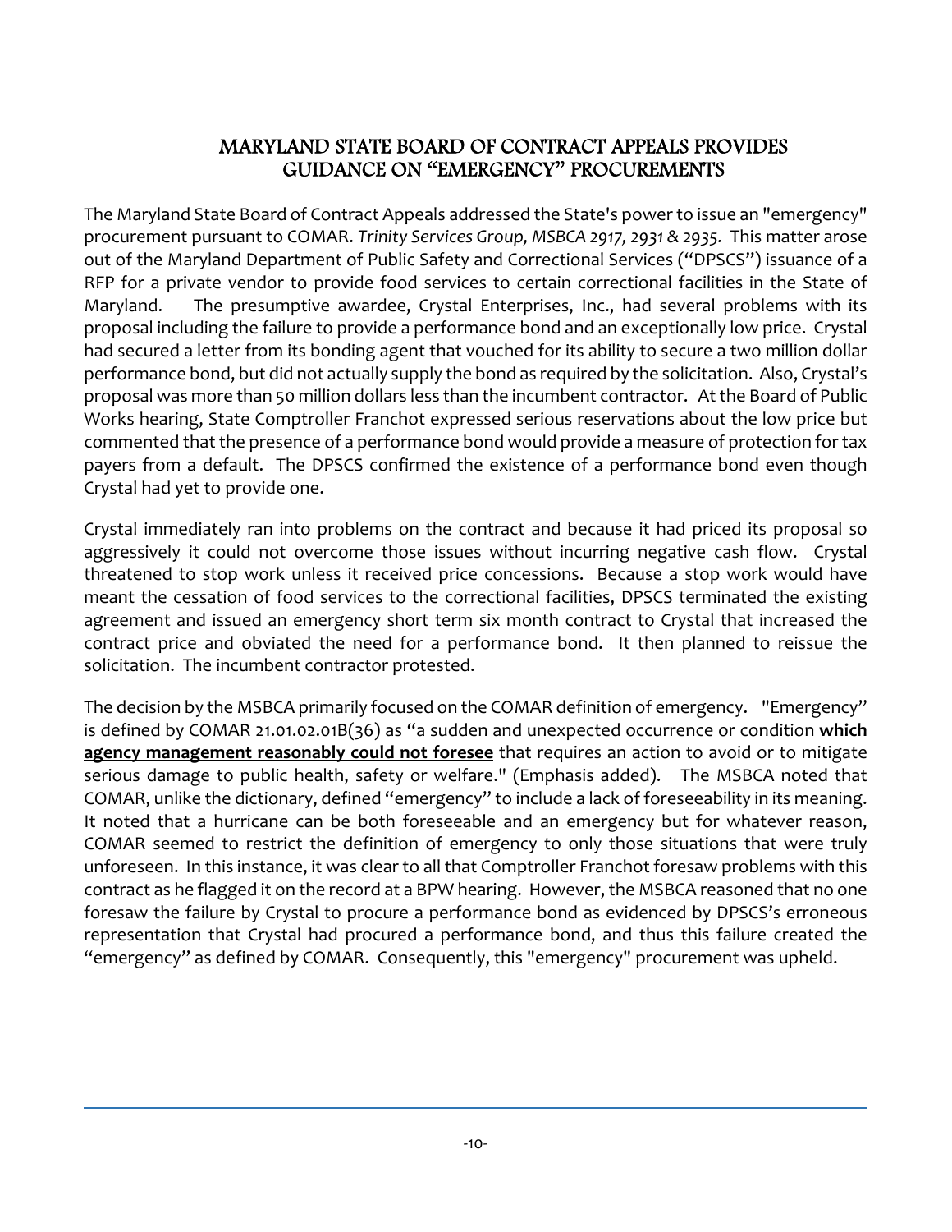## MARYLAND STATE BOARD OF CONTRACT APPEALS PROVIDES GUIDANCE ON "EMERGENCY" PROCUREMENTS

The Maryland State Board of Contract Appeals addressed the State's power to issue an "emergency" procurement pursuant to COMAR. *Trinity Services Group, MSBCA 2917, 2931 & 2935.* This matter arose out of the Maryland Department of Public Safety and Correctional Services ("DPSCS") issuance of a RFP for a private vendor to provide food services to certain correctional facilities in the State of Maryland. The presumptive awardee, Crystal Enterprises, Inc., had several problems with its proposal including the failure to provide a performance bond and an exceptionally low price. Crystal had secured a letter from its bonding agent that vouched for its ability to secure a two million dollar performance bond, but did not actually supply the bond as required by the solicitation. Also, Crystal's proposal was more than 50 million dollars less than the incumbent contractor. At the Board of Public Works hearing, State Comptroller Franchot expressed serious reservations about the low price but commented that the presence of a performance bond would provide a measure of protection for tax payers from a default. The DPSCS confirmed the existence of a performance bond even though Crystal had yet to provide one.

Crystal immediately ran into problems on the contract and because it had priced its proposal so aggressively it could not overcome those issues without incurring negative cash flow. Crystal threatened to stop work unless it received price concessions. Because a stop work would have meant the cessation of food services to the correctional facilities, DPSCS terminated the existing agreement and issued an emergency short term six month contract to Crystal that increased the contract price and obviated the need for a performance bond. It then planned to reissue the solicitation. The incumbent contractor protested.

The decision by the MSBCA primarily focused on the COMAR definition of emergency. "Emergency" is defined by COMAR 21.01.02.01B(36) as "a sudden and unexpected occurrence or condition **which agency management reasonably could not foresee** that requires an action to avoid or to mitigate serious damage to public health, safety or welfare." (Emphasis added). The MSBCA noted that COMAR, unlike the dictionary, defined "emergency" to include a lack of foreseeability in its meaning. It noted that a hurricane can be both foreseeable and an emergency but for whatever reason, COMAR seemed to restrict the definition of emergency to only those situations that were truly unforeseen. In this instance, it was clear to all that Comptroller Franchot foresaw problems with this contract as he flagged it on the record at a BPW hearing. However, the MSBCA reasoned that no one foresaw the failure by Crystal to procure a performance bond as evidenced by DPSCS's erroneous representation that Crystal had procured a performance bond, and thus this failure created the "emergency" as defined by COMAR. Consequently, this "emergency" procurement was upheld.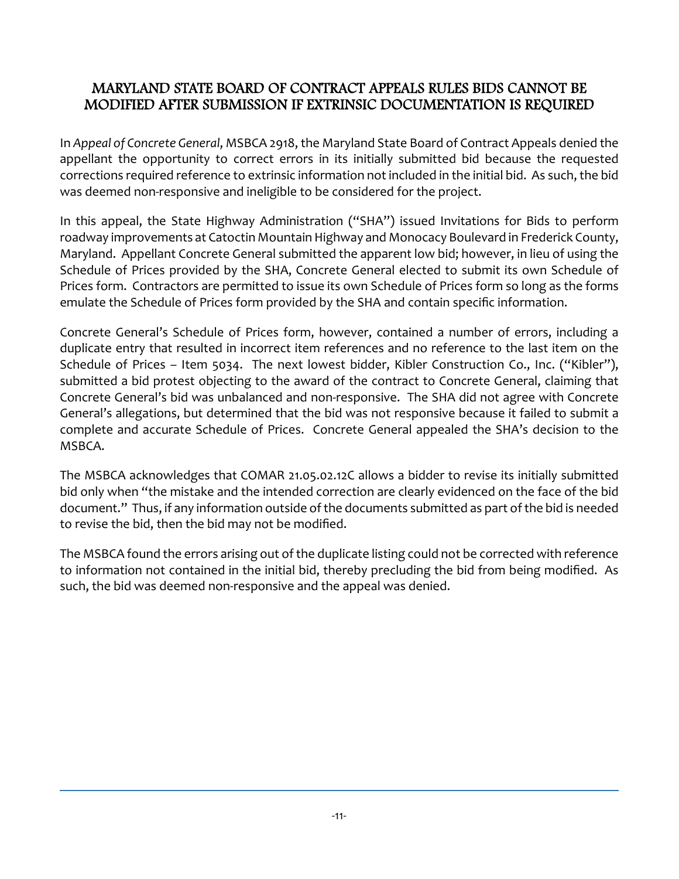## MARYLAND STATE BOARD OF CONTRACT APPEALS RULES BIDS CANNOT BE MODIFIED AFTER SUBMISSION IF EXTRINSIC DOCUMENTATION IS REQUIRED

In *Appeal of Concrete General*, MSBCA 2918, the Maryland State Board of Contract Appeals denied the appellant the opportunity to correct errors in its initially submitted bid because the requested corrections required reference to extrinsic information not included in the initial bid. As such, the bid was deemed non-responsive and ineligible to be considered for the project.

In this appeal, the State Highway Administration ("SHA") issued Invitations for Bids to perform roadway improvements at Catoctin Mountain Highway and Monocacy Boulevard in Frederick County, Maryland. Appellant Concrete General submitted the apparent low bid; however, in lieu of using the Schedule of Prices provided by the SHA, Concrete General elected to submit its own Schedule of Prices form. Contractors are permitted to issue its own Schedule of Prices form so long as the forms emulate the Schedule of Prices form provided by the SHA and contain specific information.

Concrete General's Schedule of Prices form, however, contained a number of errors, including a duplicate entry that resulted in incorrect item references and no reference to the last item on the Schedule of Prices – Item 5034. The next lowest bidder, Kibler Construction Co., Inc. ("Kibler"), submitted a bid protest objecting to the award of the contract to Concrete General, claiming that Concrete General's bid was unbalanced and non-responsive. The SHA did not agree with Concrete General's allegations, but determined that the bid was not responsive because it failed to submit a complete and accurate Schedule of Prices. Concrete General appealed the SHA's decision to the MSBCA.

The MSBCA acknowledges that COMAR 21.05.02.12C allows a bidder to revise its initially submitted bid only when "the mistake and the intended correction are clearly evidenced on the face of the bid document." Thus, if any information outside of the documents submitted as part of the bid is needed to revise the bid, then the bid may not be modified.

The MSBCA found the errors arising out of the duplicate listing could not be corrected with reference to information not contained in the initial bid, thereby precluding the bid from being modified. As such, the bid was deemed non-responsive and the appeal was denied.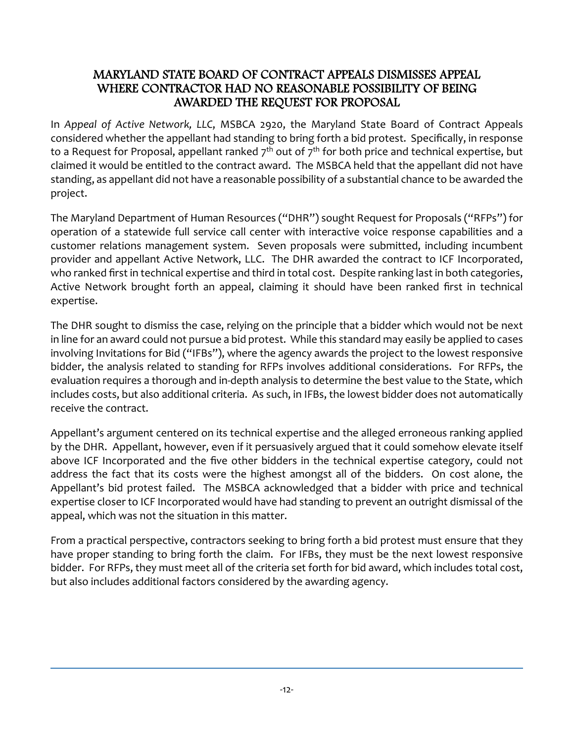## MARYLAND STATE BOARD OF CONTRACT APPEALS DISMISSES APPEAL WHERE CONTRACTOR HAD NO REASONABLE POSSIBILITY OF BEING AWARDED THE REQUEST FOR PROPOSAL

In *Appeal of Active Network, LLC*, MSBCA 2920, the Maryland State Board of Contract Appeals considered whether the appellant had standing to bring forth a bid protest. Specifically, in response to a Request for Proposal, appellant ranked 7th out of 7th for both price and technical expertise, but claimed it would be entitled to the contract award. The MSBCA held that the appellant did not have standing, as appellant did not have a reasonable possibility of a substantial chance to be awarded the project.

The Maryland Department of Human Resources ("DHR") sought Request for Proposals ("RFPs") for operation of a statewide full service call center with interactive voice response capabilities and a customer relations management system. Seven proposals were submitted, including incumbent provider and appellant Active Network, LLC. The DHR awarded the contract to ICF Incorporated, who ranked first in technical expertise and third in total cost. Despite ranking last in both categories, Active Network brought forth an appeal, claiming it should have been ranked first in technical expertise.

The DHR sought to dismiss the case, relying on the principle that a bidder which would not be next in line for an award could not pursue a bid protest. While this standard may easily be applied to cases involving Invitations for Bid ("IFBs"), where the agency awards the project to the lowest responsive bidder, the analysis related to standing for RFPs involves additional considerations. For RFPs, the evaluation requires a thorough and in-depth analysis to determine the best value to the State, which includes costs, but also additional criteria. As such, in IFBs, the lowest bidder does not automatically receive the contract.

Appellant's argument centered on its technical expertise and the alleged erroneous ranking applied by the DHR. Appellant, however, even if it persuasively argued that it could somehow elevate itself above ICF Incorporated and the five other bidders in the technical expertise category, could not address the fact that its costs were the highest amongst all of the bidders. On cost alone, the Appellant's bid protest failed. The MSBCA acknowledged that a bidder with price and technical expertise closer to ICF Incorporated would have had standing to prevent an outright dismissal of the appeal, which was not the situation in this matter.

From a practical perspective, contractors seeking to bring forth a bid protest must ensure that they have proper standing to bring forth the claim. For IFBs, they must be the next lowest responsive bidder. For RFPs, they must meet all of the criteria set forth for bid award, which includes total cost, but also includes additional factors considered by the awarding agency.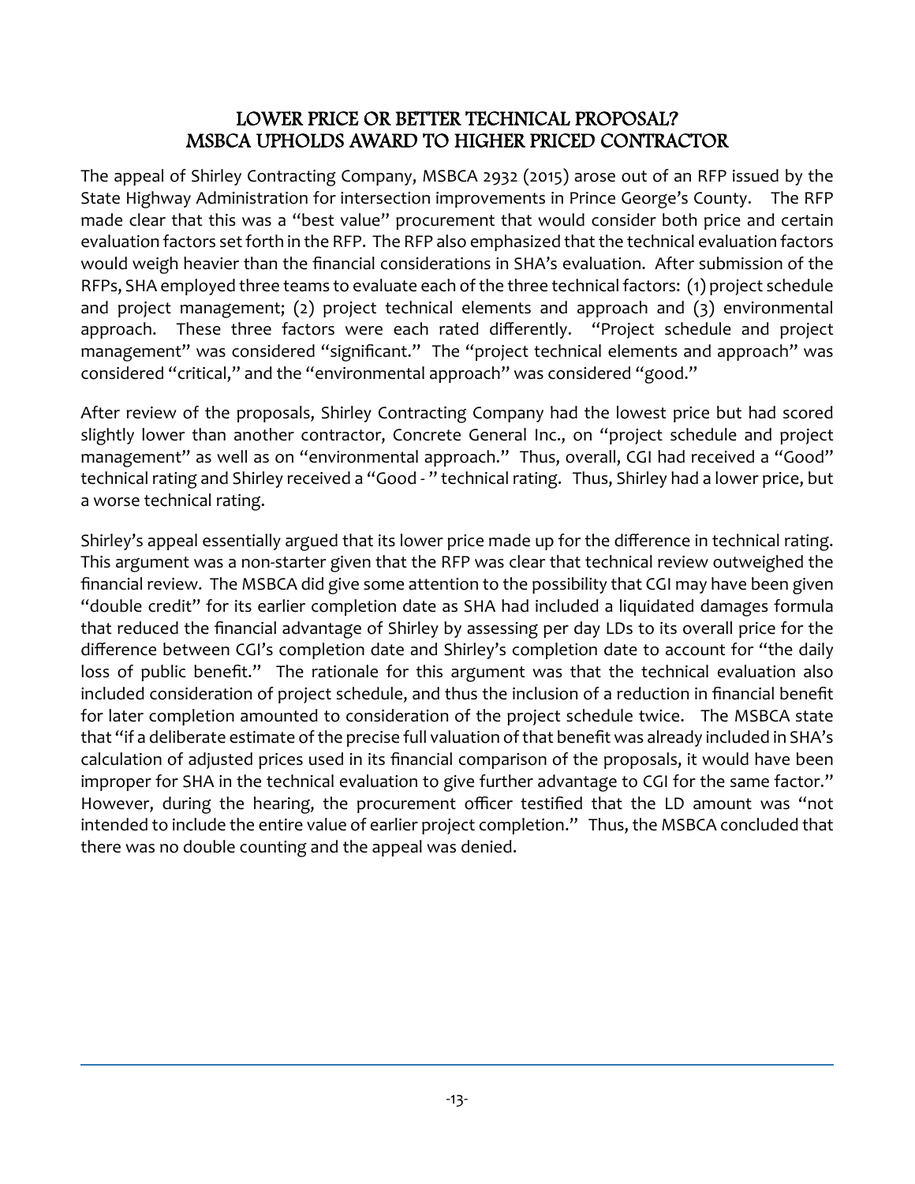## LOWER PRICE OR BETTER TECHNICAL PROPOSAL? MSBCA UPHOLDS AWARD TO HIGHER PRICED CONTRACTOR

The appeal of Shirley Contracting Company, MSBCA 2932 (2015) arose out of an RFP issued by the State Highway Administration for intersection improvements in Prince George's County. The RFP made clear that this was a "best value" procurement that would consider both price and certain evaluation factors set forth in the RFP. The RFP also emphasized that the technical evaluation factors would weigh heavier than the financial considerations in SHA's evaluation. After submission of the RFPs, SHA employed three teams to evaluate each of the three technical factors: (1) project schedule and project management; (2) project technical elements and approach and (3) environmental approach. These three factors were each rated differently. "Project schedule and project management" was considered "significant." The "project technical elements and approach" was considered "critical," and the "environmental approach" was considered "good."

After review of the proposals, Shirley Contracting Company had the lowest price but had scored slightly lower than another contractor, Concrete General Inc., on "project schedule and project management" as well as on "environmental approach." Thus, overall, CGI had received a "Good" technical rating and Shirley received a "Good - " technical rating. Thus, Shirley had a lower price, but a worse technical rating.

Shirley's appeal essentially argued that its lower price made up for the difference in technical rating. This argument was a non-starter given that the RFP was clear that technical review outweighed the financial review. The MSBCA did give some attention to the possibility that CGI may have been given "double credit" for its earlier completion date as SHA had included a liquidated damages formula that reduced the financial advantage of Shirley by assessing per day LDs to its overall price for the difference between CGI's completion date and Shirley's completion date to account for "the daily loss of public benefit." The rationale for this argument was that the technical evaluation also included consideration of project schedule, and thus the inclusion of a reduction in financial benefit for later completion amounted to consideration of the project schedule twice. The MSBCA state that "if a deliberate estimate of the precise full valuation of that benefit was already included in SHA's calculation of adjusted prices used in its financial comparison of the proposals, it would have been improper for SHA in the technical evaluation to give further advantage to CGI for the same factor." However, during the hearing, the procurement officer testified that the LD amount was "not intended to include the entire value of earlier project completion." Thus, the MSBCA concluded that there was no double counting and the appeal was denied.